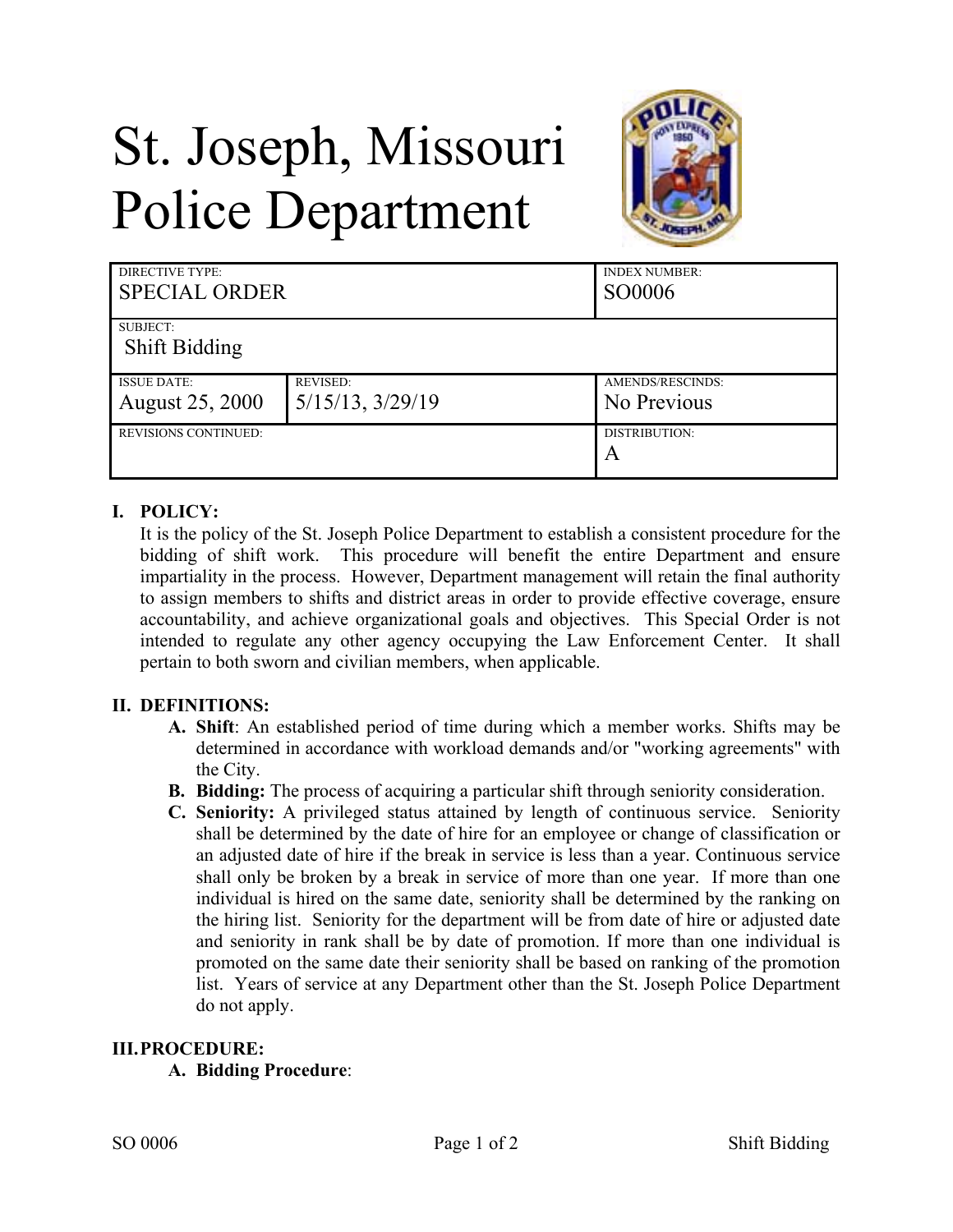# St. Joseph, Missouri Police Department

| DIRECTIVE TYPE: SPECIAL ORDER | | INDEX NUMBER: SO0006 |
|---|---|---|
| SUBJECT: Shift Bidding | | |
| ISSUE DATE: August 25, 2000 | REVISED: 5/15/13, 3/29/19 | AMENDS/RESCINDS: No Previous |
| REVISIONS CONTINUED: | | DISTRIBUTION: A |

## I. POLICY:

It is the policy of the St. Joseph Police Department to establish a consistent procedure for the bidding of shift work. This procedure will benefit the entire Department and ensure impartiality in the process. However, Department management will retain the final authority to assign members to shifts and district areas in order to provide effective coverage, ensure accountability, and achieve organizational goals and objectives. This Special Order is not intended to regulate any other agency occupying the Law Enforcement Center. It shall pertain to both sworn and civilian members, when applicable.

## II. DEFINITIONS:

- **A. Shift**: An established period of time during which a member works. Shifts may be determined in accordance with workload demands and/or "working agreements" with the City.
- **B. Bidding:** The process of acquiring a particular shift through seniority consideration.
- **C. Seniority:** A privileged status attained by length of continuous service. Seniority shall be determined by the date of hire for an employee or change of classification or an adjusted date of hire if the break in service is less than a year. Continuous service shall only be broken by a break in service of more than one year. If more than one individual is hired on the same date, seniority shall be determined by the ranking on the hiring list. Seniority for the department will be from date of hire or adjusted date and seniority in rank shall be by date of promotion. If more than one individual is promoted on the same date their seniority shall be based on ranking of the promotion list. Years of service at any Department other than the St. Joseph Police Department do not apply.

## III. PROCEDURE:

- **A. Bidding Procedure**: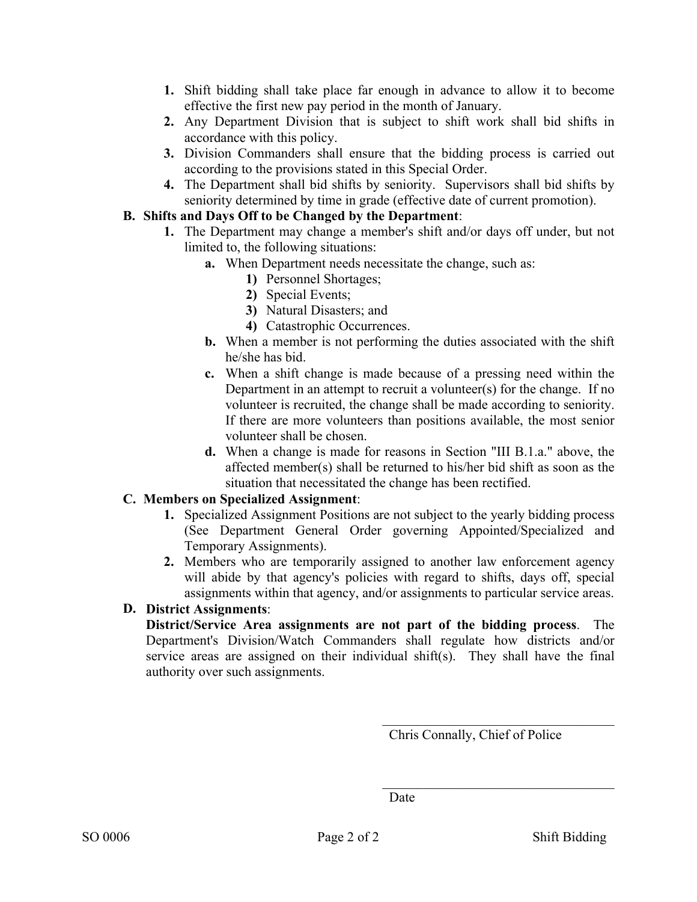1. Shift bidding shall take place far enough in advance to allow it to become effective the first new pay period in the month of January.
2. Any Department Division that is subject to shift work shall bid shifts in accordance with this policy.
3. Division Commanders shall ensure that the bidding process is carried out according to the provisions stated in this Special Order.
4. The Department shall bid shifts by seniority. Supervisors shall bid shifts by seniority determined by time in grade (effective date of current promotion).

**B. Shifts and Days Off to be Changed by the Department**:

1. The Department may change a member's shift and/or days off under, but not limited to, the following situations:
   - **a.** When Department needs necessitate the change, such as:
     - **1)** Personnel Shortages;
     - **2)** Special Events;
     - **3)** Natural Disasters; and
     - **4)** Catastrophic Occurrences.
   - **b.** When a member is not performing the duties associated with the shift he/she has bid.
   - **c.** When a shift change is made because of a pressing need within the Department in an attempt to recruit a volunteer(s) for the change. If no volunteer is recruited, the change shall be made according to seniority. If there are more volunteers than positions available, the most senior volunteer shall be chosen.
   - **d.** When a change is made for reasons in Section "III B.1.a." above, the affected member(s) shall be returned to his/her bid shift as soon as the situation that necessitated the change has been rectified.

**C. Members on Specialized Assignment**:

1. Specialized Assignment Positions are not subject to the yearly bidding process (See Department General Order governing Appointed/Specialized and Temporary Assignments).
2. Members who are temporarily assigned to another law enforcement agency will abide by that agency's policies with regard to shifts, days off, special assignments within that agency, and/or assignments to particular service areas.

**D. District Assignments**:

**District/Service Area assignments are not part of the bidding process**. The Department's Division/Watch Commanders shall regulate how districts and/or service areas are assigned on their individual shift(s). They shall have the final authority over such assignments.

\_\_\_\_\_\_\_\_\_\_\_\_\_\_\_\_\_\_\_\_\_\_\_\_\_\_\_\_\_\_\_\_\_\_\_\_
Chris Connally, Chief of Police

\_\_\_\_\_\_\_\_\_\_\_\_\_\_\_\_\_\_\_\_\_\_\_\_\_\_\_\_\_\_\_\_\_\_\_\_
Date